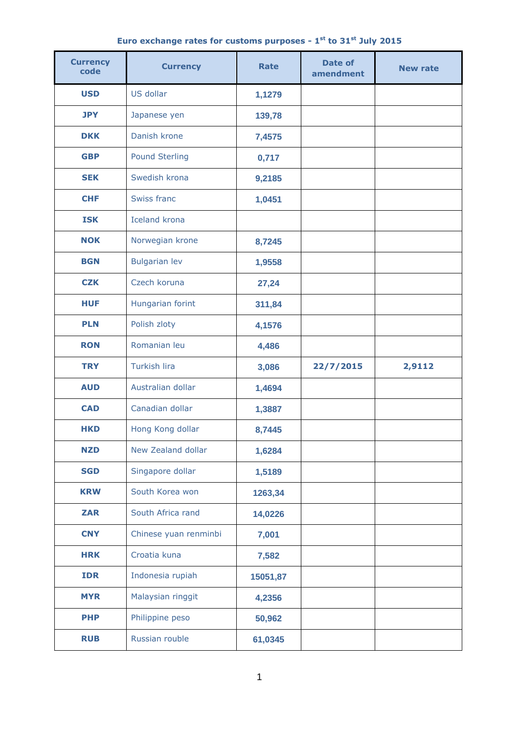**Euro exchange rates for customs purposes - 1st to 31st July 2015**

| Currency code | Currency | Rate | Date of amendment | New rate |
|---|---|---|---|---|
| USD | US dollar | 1,1279 | | |
| JPY | Japanese yen | 139,78 | | |
| DKK | Danish krone | 7,4575 | | |
| GBP | Pound Sterling | 0,717 | | |
| SEK | Swedish krona | 9,2185 | | |
| CHF | Swiss franc | 1,0451 | | |
| ISK | Iceland krona | | | |
| NOK | Norwegian krone | 8,7245 | | |
| BGN | Bulgarian lev | 1,9558 | | |
| CZK | Czech koruna | 27,24 | | |
| HUF | Hungarian forint | 311,84 | | |
| PLN | Polish zloty | 4,1576 | | |
| RON | Romanian leu | 4,486 | | |
| TRY | Turkish lira | 3,086 | 22/7/2015 | 2,9112 |
| AUD | Australian dollar | 1,4694 | | |
| CAD | Canadian dollar | 1,3887 | | |
| HKD | Hong Kong dollar | 8,7445 | | |
| NZD | New Zealand dollar | 1,6284 | | |
| SGD | Singapore dollar | 1,5189 | | |
| KRW | South Korea won | 1263,34 | | |
| ZAR | South Africa rand | 14,0226 | | |
| CNY | Chinese yuan renminbi | 7,001 | | |
| HRK | Croatia kuna | 7,582 | | |
| IDR | Indonesia rupiah | 15051,87 | | |
| MYR | Malaysian ringgit | 4,2356 | | |
| PHP | Philippine peso | 50,962 | | |
| RUB | Russian rouble | 61,0345 | | |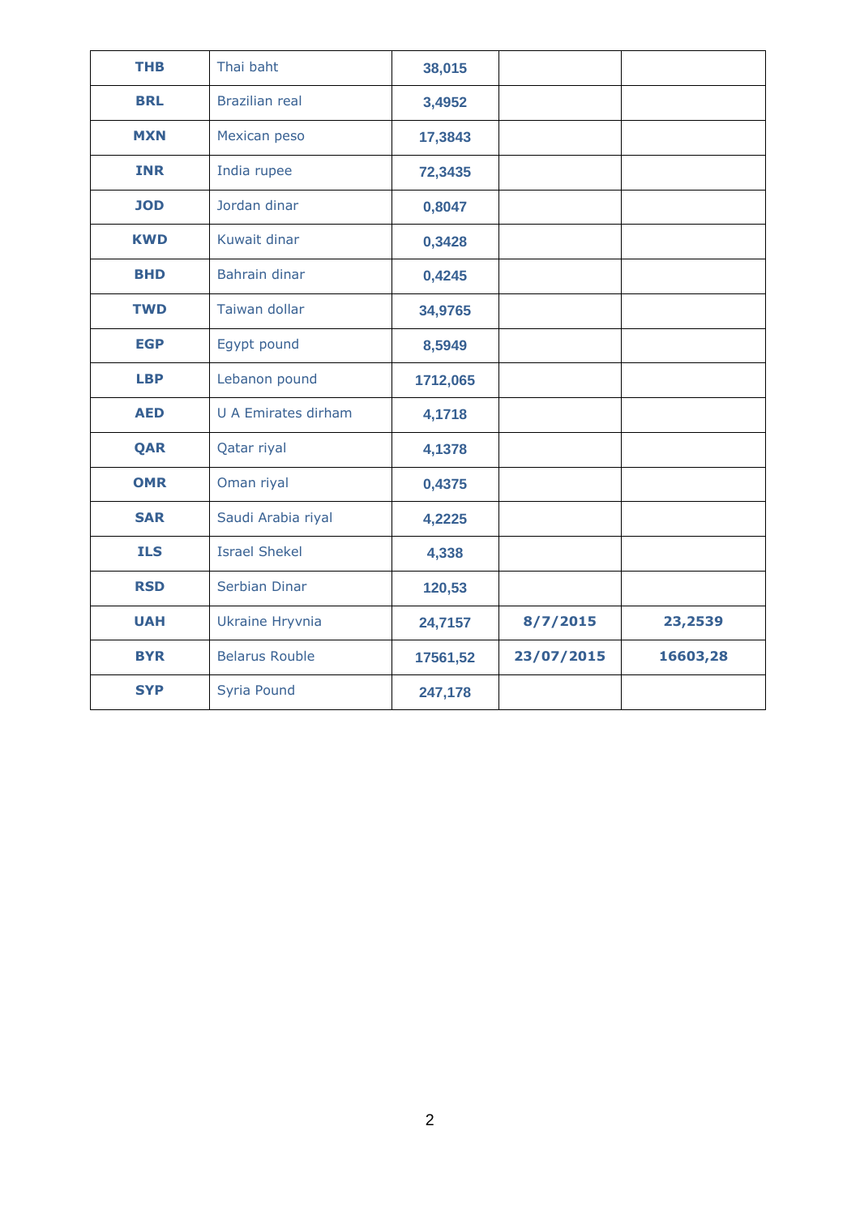| | | | | |
|---|---|---|---|---|
| **THB** | Thai baht | **38,015** | | |
| **BRL** | Brazilian real | **3,4952** | | |
| **MXN** | Mexican peso | **17,3843** | | |
| **INR** | India rupee | **72,3435** | | |
| **JOD** | Jordan dinar | **0,8047** | | |
| **KWD** | Kuwait dinar | **0,3428** | | |
| **BHD** | Bahrain dinar | **0,4245** | | |
| **TWD** | Taiwan dollar | **34,9765** | | |
| **EGP** | Egypt pound | **8,5949** | | |
| **LBP** | Lebanon pound | **1712,065** | | |
| **AED** | U A Emirates dirham | **4,1718** | | |
| **QAR** | Qatar riyal | **4,1378** | | |
| **OMR** | Oman riyal | **0,4375** | | |
| **SAR** | Saudi Arabia riyal | **4,2225** | | |
| **ILS** | Israel Shekel | **4,338** | | |
| **RSD** | Serbian Dinar | **120,53** | | |
| **UAH** | Ukraine Hryvnia | **24,7157** | **8/7/2015** | **23,2539** |
| **BYR** | Belarus Rouble | **17561,52** | **23/07/2015** | **16603,28** |
| **SYP** | Syria Pound | **247,178** | | |